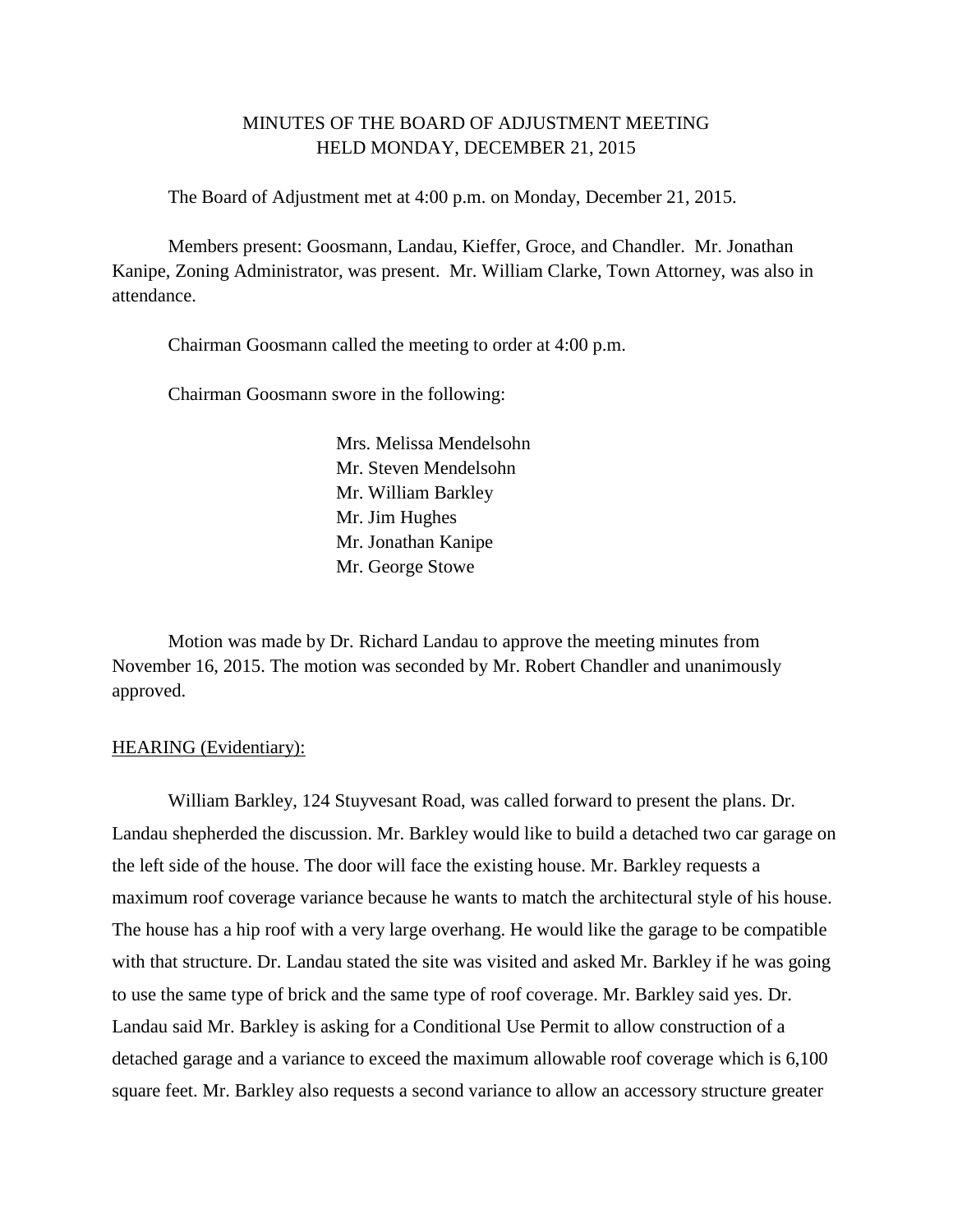MINUTES OF THE BOARD OF ADJUSTMENT MEETING
HELD MONDAY, DECEMBER 21, 2015

The Board of Adjustment met at 4:00 p.m. on Monday, December 21, 2015.

Members present: Goosmann, Landau, Kieffer, Groce, and Chandler. Mr. Jonathan Kanipe, Zoning Administrator, was present. Mr. William Clarke, Town Attorney, was also in attendance.

Chairman Goosmann called the meeting to order at 4:00 p.m.

Chairman Goosmann swore in the following:

Mrs. Melissa Mendelsohn
Mr. Steven Mendelsohn
Mr. William Barkley
Mr. Jim Hughes
Mr. Jonathan Kanipe
Mr. George Stowe

Motion was made by Dr. Richard Landau to approve the meeting minutes from November 16, 2015. The motion was seconded by Mr. Robert Chandler and unanimously approved.

HEARING (Evidentiary):

William Barkley, 124 Stuyvesant Road, was called forward to present the plans. Dr. Landau shepherded the discussion. Mr. Barkley would like to build a detached two car garage on the left side of the house. The door will face the existing house. Mr. Barkley requests a maximum roof coverage variance because he wants to match the architectural style of his house. The house has a hip roof with a very large overhang. He would like the garage to be compatible with that structure. Dr. Landau stated the site was visited and asked Mr. Barkley if he was going to use the same type of brick and the same type of roof coverage. Mr. Barkley said yes. Dr. Landau said Mr. Barkley is asking for a Conditional Use Permit to allow construction of a detached garage and a variance to exceed the maximum allowable roof coverage which is 6,100 square feet. Mr. Barkley also requests a second variance to allow an accessory structure greater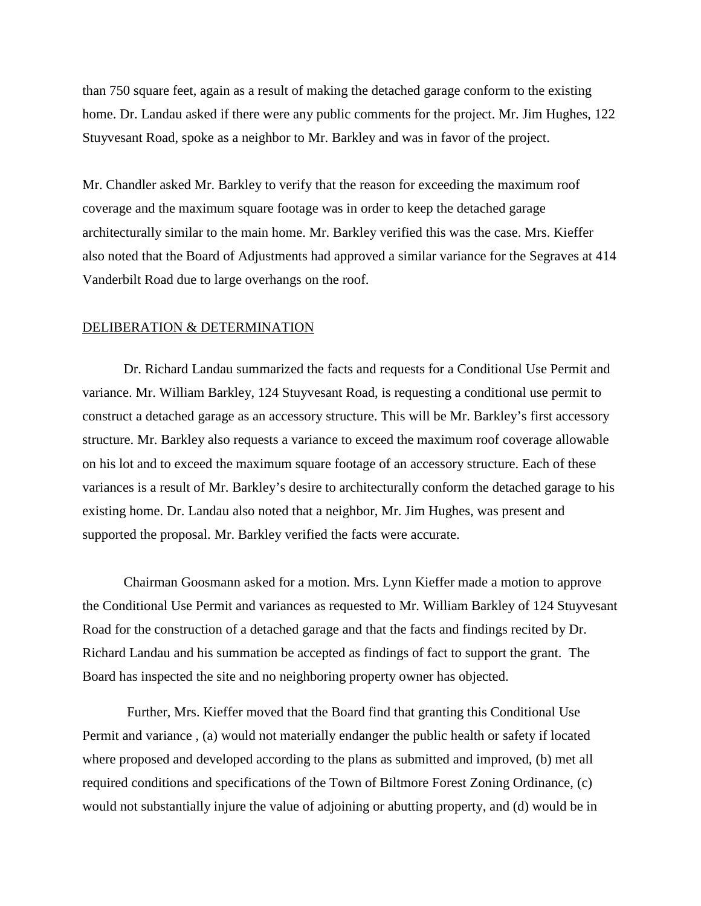than 750 square feet, again as a result of making the detached garage conform to the existing home. Dr. Landau asked if there were any public comments for the project. Mr. Jim Hughes, 122 Stuyvesant Road, spoke as a neighbor to Mr. Barkley and was in favor of the project.

Mr. Chandler asked Mr. Barkley to verify that the reason for exceeding the maximum roof coverage and the maximum square footage was in order to keep the detached garage architecturally similar to the main home. Mr. Barkley verified this was the case. Mrs. Kieffer also noted that the Board of Adjustments had approved a similar variance for the Segraves at 414 Vanderbilt Road due to large overhangs on the roof.

<u>DELIBERATION & DETERMINATION</u>

Dr. Richard Landau summarized the facts and requests for a Conditional Use Permit and variance. Mr. William Barkley, 124 Stuyvesant Road, is requesting a conditional use permit to construct a detached garage as an accessory structure. This will be Mr. Barkley's first accessory structure. Mr. Barkley also requests a variance to exceed the maximum roof coverage allowable on his lot and to exceed the maximum square footage of an accessory structure. Each of these variances is a result of Mr. Barkley's desire to architecturally conform the detached garage to his existing home. Dr. Landau also noted that a neighbor, Mr. Jim Hughes, was present and supported the proposal. Mr. Barkley verified the facts were accurate.

Chairman Goosmann asked for a motion. Mrs. Lynn Kieffer made a motion to approve the Conditional Use Permit and variances as requested to Mr. William Barkley of 124 Stuyvesant Road for the construction of a detached garage and that the facts and findings recited by Dr. Richard Landau and his summation be accepted as findings of fact to support the grant. The Board has inspected the site and no neighboring property owner has objected.

Further, Mrs. Kieffer moved that the Board find that granting this Conditional Use Permit and variance , (a) would not materially endanger the public health or safety if located where proposed and developed according to the plans as submitted and improved, (b) met all required conditions and specifications of the Town of Biltmore Forest Zoning Ordinance, (c) would not substantially injure the value of adjoining or abutting property, and (d) would be in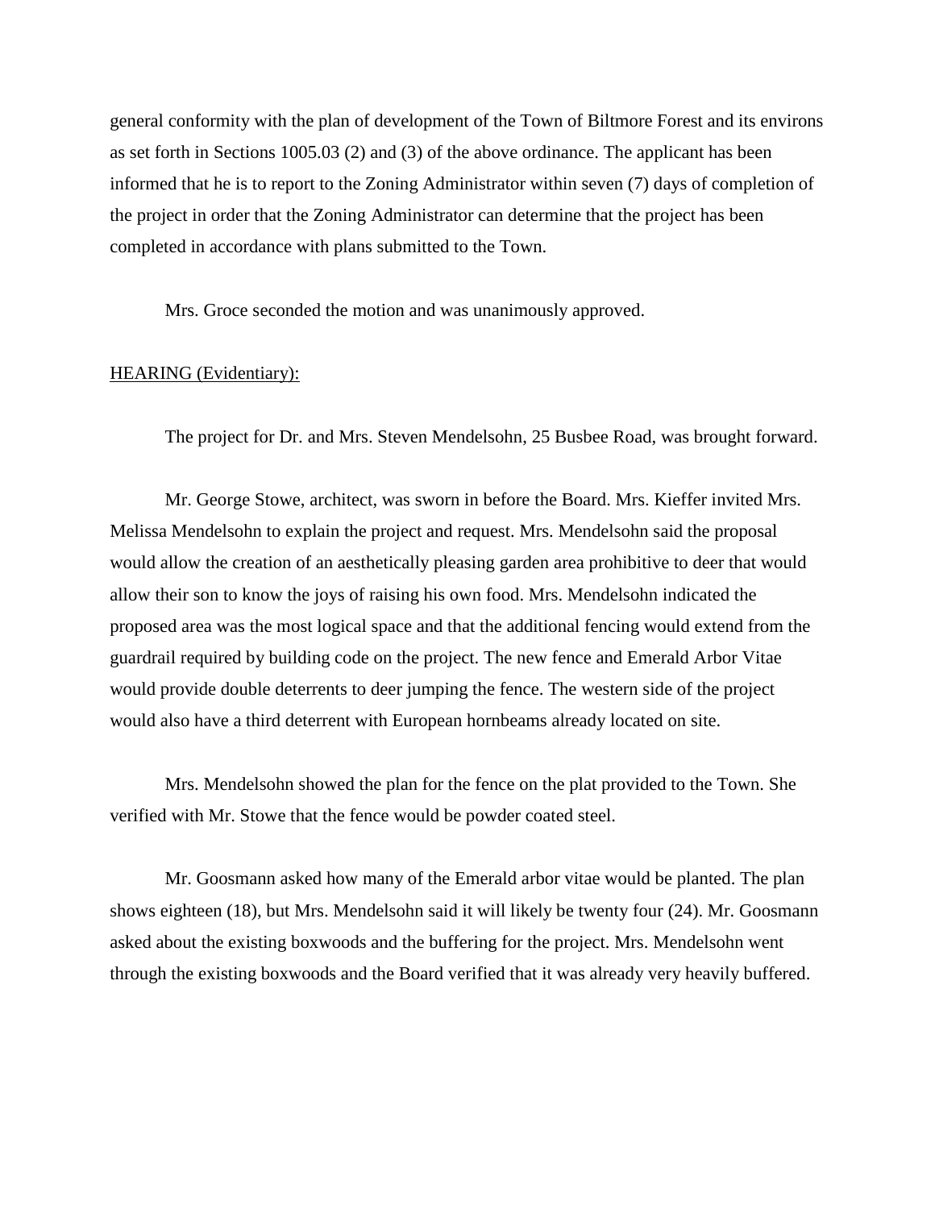general conformity with the plan of development of the Town of Biltmore Forest and its environs as set forth in Sections 1005.03 (2) and (3) of the above ordinance. The applicant has been informed that he is to report to the Zoning Administrator within seven (7) days of completion of the project in order that the Zoning Administrator can determine that the project has been completed in accordance with plans submitted to the Town.

Mrs. Groce seconded the motion and was unanimously approved.

<u>HEARING (Evidentiary):</u>

The project for Dr. and Mrs. Steven Mendelsohn, 25 Busbee Road, was brought forward.

Mr. George Stowe, architect, was sworn in before the Board. Mrs. Kieffer invited Mrs. Melissa Mendelsohn to explain the project and request. Mrs. Mendelsohn said the proposal would allow the creation of an aesthetically pleasing garden area prohibitive to deer that would allow their son to know the joys of raising his own food. Mrs. Mendelsohn indicated the proposed area was the most logical space and that the additional fencing would extend from the guardrail required by building code on the project. The new fence and Emerald Arbor Vitae would provide double deterrents to deer jumping the fence. The western side of the project would also have a third deterrent with European hornbeams already located on site.

Mrs. Mendelsohn showed the plan for the fence on the plat provided to the Town. She verified with Mr. Stowe that the fence would be powder coated steel.

Mr. Goosmann asked how many of the Emerald arbor vitae would be planted. The plan shows eighteen (18), but Mrs. Mendelsohn said it will likely be twenty four (24). Mr. Goosmann asked about the existing boxwoods and the buffering for the project. Mrs. Mendelsohn went through the existing boxwoods and the Board verified that it was already very heavily buffered.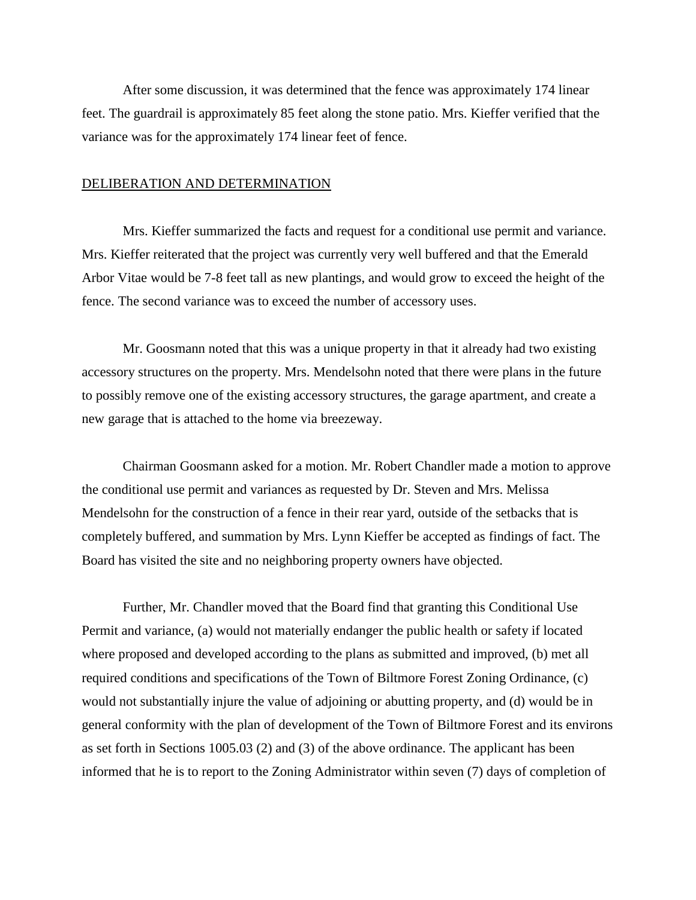After some discussion, it was determined that the fence was approximately 174 linear feet. The guardrail is approximately 85 feet along the stone patio. Mrs. Kieffer verified that the variance was for the approximately 174 linear feet of fence.

## DELIBERATION AND DETERMINATION

Mrs. Kieffer summarized the facts and request for a conditional use permit and variance. Mrs. Kieffer reiterated that the project was currently very well buffered and that the Emerald Arbor Vitae would be 7-8 feet tall as new plantings, and would grow to exceed the height of the fence. The second variance was to exceed the number of accessory uses.

Mr. Goosmann noted that this was a unique property in that it already had two existing accessory structures on the property. Mrs. Mendelsohn noted that there were plans in the future to possibly remove one of the existing accessory structures, the garage apartment, and create a new garage that is attached to the home via breezeway.

Chairman Goosmann asked for a motion. Mr. Robert Chandler made a motion to approve the conditional use permit and variances as requested by Dr. Steven and Mrs. Melissa Mendelsohn for the construction of a fence in their rear yard, outside of the setbacks that is completely buffered, and summation by Mrs. Lynn Kieffer be accepted as findings of fact. The Board has visited the site and no neighboring property owners have objected.

Further, Mr. Chandler moved that the Board find that granting this Conditional Use Permit and variance, (a) would not materially endanger the public health or safety if located where proposed and developed according to the plans as submitted and improved, (b) met all required conditions and specifications of the Town of Biltmore Forest Zoning Ordinance, (c) would not substantially injure the value of adjoining or abutting property, and (d) would be in general conformity with the plan of development of the Town of Biltmore Forest and its environs as set forth in Sections 1005.03 (2) and (3) of the above ordinance. The applicant has been informed that he is to report to the Zoning Administrator within seven (7) days of completion of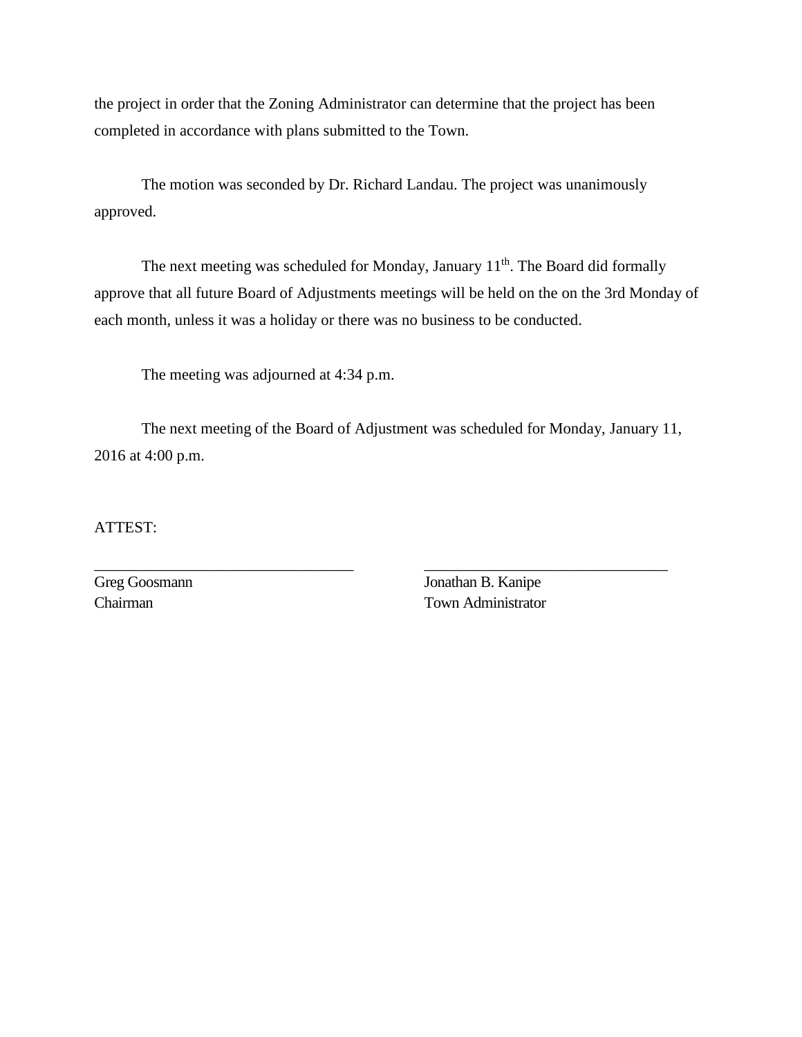the project in order that the Zoning Administrator can determine that the project has been completed in accordance with plans submitted to the Town.

The motion was seconded by Dr. Richard Landau. The project was unanimously approved.

The next meeting was scheduled for Monday, January 11th. The Board did formally approve that all future Board of Adjustments meetings will be held on the on the 3rd Monday of each month, unless it was a holiday or there was no business to be conducted.

The meeting was adjourned at 4:34 p.m.

The next meeting of the Board of Adjustment was scheduled for Monday, January 11, 2016 at 4:00 p.m.

ATTEST:

| | |
|---|---|
| ______________________________ | ______________________________ |
| Greg Goosmann | Jonathan B. Kanipe |
| Chairman | Town Administrator |